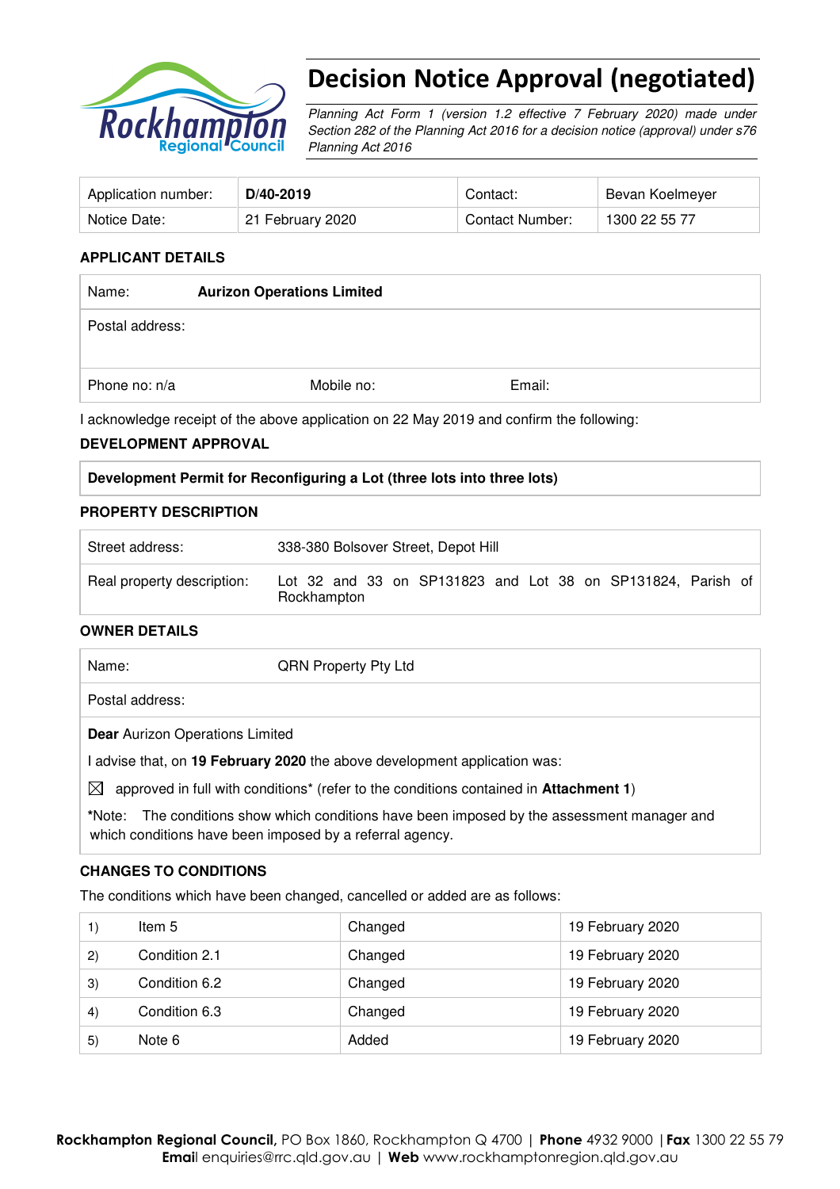# Decision Notice Approval (negotiated)

*Planning Act Form 1 (version 1.2 effective 7 February 2020) made under Section 282 of the Planning Act 2016 for a decision notice (approval) under s76 Planning Act 2016*

| Application number: | **D/40-2019** | Contact: | Bevan Koelmeyer |
|---|---|---|---|
| Notice Date: | 21 February 2020 | Contact Number: | 1300 22 55 77 |

## APPLICANT DETAILS

| Name: | **Aurizon Operations Limited** | |
|---|---|---|
| Postal address: | | |
| Phone no: n/a | Mobile no: | Email: |

I acknowledge receipt of the above application on 22 May 2019 and confirm the following:

## DEVELOPMENT APPROVAL

| **Development Permit for Reconfiguring a Lot (three lots into three lots)** |
|---|

## PROPERTY DESCRIPTION

| Street address: | 338-380 Bolsover Street, Depot Hill |
|---|---|
| Real property description: | Lot 32 and 33 on SP131823 and Lot 38 on SP131824, Parish of Rockhampton |

## OWNER DETAILS

| Name: | QRN Property Pty Ltd |
|---|---|
| Postal address: | |

**Dear** Aurizon Operations Limited

I advise that, on **19 February 2020** the above development application was:

☒ approved in full with conditions* (refer to the conditions contained in **Attachment 1**)

*Note: The conditions show which conditions have been imposed by the assessment manager and which conditions have been imposed by a referral agency.

## CHANGES TO CONDITIONS

The conditions which have been changed, cancelled or added are as follows:

| | | | |
|---|---|---|---|
| 1) | Item 5 | Changed | 19 February 2020 |
| 2) | Condition 2.1 | Changed | 19 February 2020 |
| 3) | Condition 6.2 | Changed | 19 February 2020 |
| 4) | Condition 6.3 | Changed | 19 February 2020 |
| 5) | Note 6 | Added | 19 February 2020 |

**Rockhampton Regional Council**, PO Box 1860, Rockhampton Q 4700 | **Phone** 4932 9000 | **Fax** 1300 22 55 79
**Email** enquiries@rrc.qld.gov.au | **Web** www.rockhamptonregion.qld.gov.au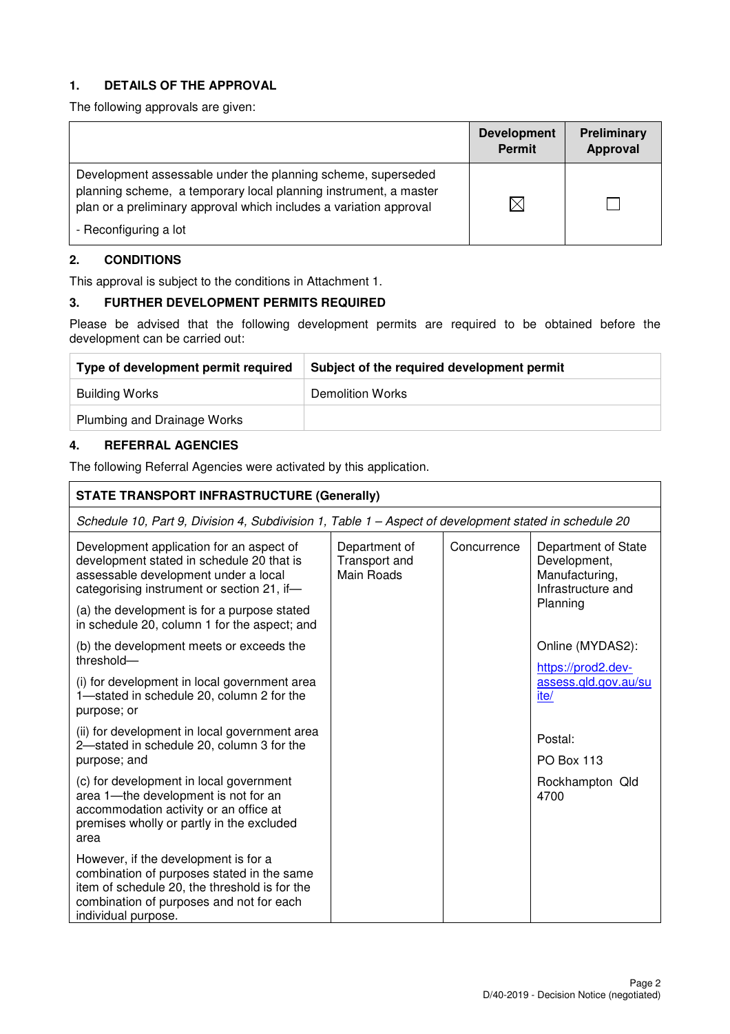## 1. DETAILS OF THE APPROVAL

The following approvals are given:

| | Development Permit | Preliminary Approval |
|---|---|---|
| Development assessable under the planning scheme, superseded planning scheme, a temporary local planning instrument, a master plan or a preliminary approval which includes a variation approval<br>- Reconfiguring a lot | ☒ | ☐ |

## 2. CONDITIONS

This approval is subject to the conditions in Attachment 1.

## 3. FURTHER DEVELOPMENT PERMITS REQUIRED

Please be advised that the following development permits are required to be obtained before the development can be carried out:

| Type of development permit required | Subject of the required development permit |
|---|---|
| Building Works | Demolition Works |
| Plumbing and Drainage Works | |

## 4. REFERRAL AGENCIES

The following Referral Agencies were activated by this application.

| **STATE TRANSPORT INFRASTRUCTURE (Generally)** | | | |
|---|---|---|---|
| *Schedule 10, Part 9, Division 4, Subdivision 1, Table 1 – Aspect of development stated in schedule 20* | | | |
| Development application for an aspect of development stated in schedule 20 that is assessable development under a local categorising instrument or section 21, if—<br>(a) the development is for a purpose stated in schedule 20, column 1 for the aspect; and<br>(b) the development meets or exceeds the threshold—<br>(i) for development in local government area 1—stated in schedule 20, column 2 for the purpose; or<br>(ii) for development in local government area 2—stated in schedule 20, column 3 for the purpose; and<br>(c) for development in local government area 1—the development is not for an accommodation activity or an office at premises wholly or partly in the excluded area<br>However, if the development is for a combination of purposes stated in the same item of schedule 20, the threshold is for the combination of purposes and not for each individual purpose. | Department of Transport and Main Roads | Concurrence | Department of State Development, Manufacturing, Infrastructure and Planning<br><br>Online (MYDAS2):<br>https://prod2.dev-assess.qld.gov.au/suite/<br><br>Postal:<br>PO Box 113<br>Rockhampton Qld 4700 |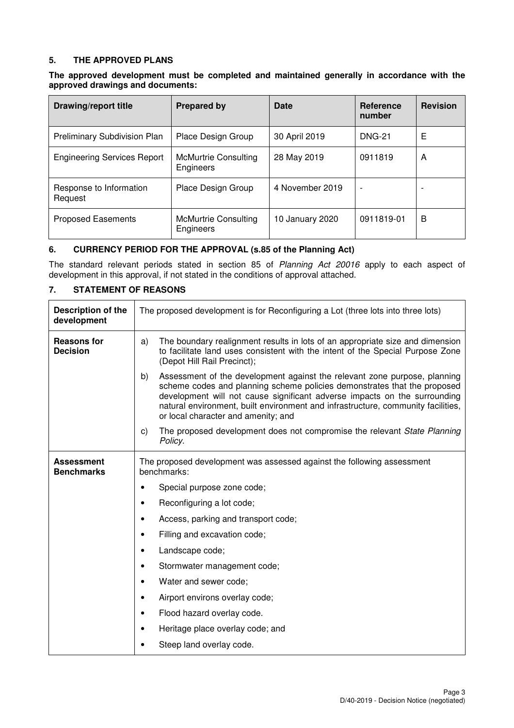## 5. THE APPROVED PLANS

**The approved development must be completed and maintained generally in accordance with the approved drawings and documents:**

| Drawing/report title | Prepared by | Date | Reference number | Revision |
|---|---|---|---|---|
| Preliminary Subdivision Plan | Place Design Group | 30 April 2019 | DNG-21 | E |
| Engineering Services Report | McMurtrie Consulting Engineers | 28 May 2019 | 0911819 | A |
| Response to Information Request | Place Design Group | 4 November 2019 | - | - |
| Proposed Easements | McMurtrie Consulting Engineers | 10 January 2020 | 0911819-01 | B |

## 6. CURRENCY PERIOD FOR THE APPROVAL (s.85 of the Planning Act)

The standard relevant periods stated in section 85 of *Planning Act 20016* apply to each aspect of development in this approval, if not stated in the conditions of approval attached.

## 7. STATEMENT OF REASONS

| | |
|---|---|
| **Description of the development** | The proposed development is for Reconfiguring a Lot (three lots into three lots) |
| **Reasons for Decision** | a) The boundary realignment results in lots of an appropriate size and dimension to facilitate land uses consistent with the intent of the Special Purpose Zone (Depot Hill Rail Precinct);<br>b) Assessment of the development against the relevant zone purpose, planning scheme codes and planning scheme policies demonstrates that the proposed development will not cause significant adverse impacts on the surrounding natural environment, built environment and infrastructure, community facilities, or local character and amenity; and<br>c) The proposed development does not compromise the relevant *State Planning Policy*. |
| **Assessment Benchmarks** | The proposed development was assessed against the following assessment benchmarks:<br>• Special purpose zone code;<br>• Reconfiguring a lot code;<br>• Access, parking and transport code;<br>• Filling and excavation code;<br>• Landscape code;<br>• Stormwater management code;<br>• Water and sewer code;<br>• Airport environs overlay code;<br>• Flood hazard overlay code.<br>• Heritage place overlay code; and<br>• Steep land overlay code. |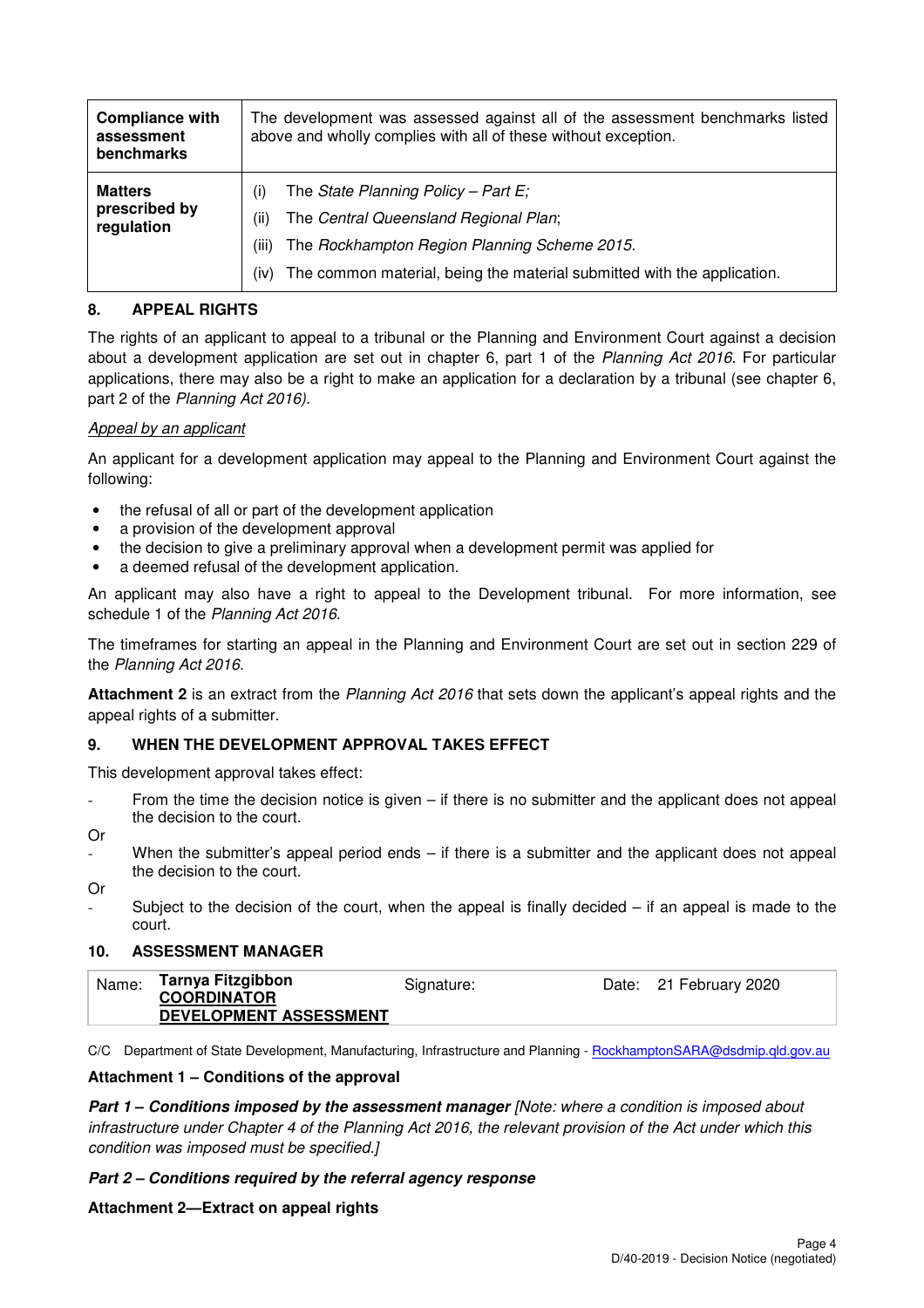| Compliance with assessment benchmarks | The development was assessed against all of the assessment benchmarks listed above and wholly complies with all of these without exception. |
|---|---|
| Matters prescribed by regulation | (i) The *State Planning Policy – Part E;*<br>(ii) The *Central Queensland Regional Plan*;<br>(iii) The *Rockhampton Region Planning Scheme 2015*.<br>(iv) The common material, being the material submitted with the application. |

## 8. APPEAL RIGHTS

The rights of an applicant to appeal to a tribunal or the Planning and Environment Court against a decision about a development application are set out in chapter 6, part 1 of the *Planning Act 2016*. For particular applications, there may also be a right to make an application for a declaration by a tribunal (see chapter 6, part 2 of the *Planning Act 2016).*

*Appeal by an applicant*

An applicant for a development application may appeal to the Planning and Environment Court against the following:

- the refusal of all or part of the development application
- a provision of the development approval
- the decision to give a preliminary approval when a development permit was applied for
- a deemed refusal of the development application.

An applicant may also have a right to appeal to the Development tribunal. For more information, see schedule 1 of the *Planning Act 2016*.

The timeframes for starting an appeal in the Planning and Environment Court are set out in section 229 of the *Planning Act 2016*.

**Attachment 2** is an extract from the *Planning Act 2016* that sets down the applicant's appeal rights and the appeal rights of a submitter.

## 9. WHEN THE DEVELOPMENT APPROVAL TAKES EFFECT

This development approval takes effect:

- From the time the decision notice is given – if there is no submitter and the applicant does not appeal the decision to the court.

Or

- When the submitter's appeal period ends – if there is a submitter and the applicant does not appeal the decision to the court.

Or

- Subject to the decision of the court, when the appeal is finally decided – if an appeal is made to the court.

## 10. ASSESSMENT MANAGER

| Name: **Tarnya Fitzgibbon COORDINATOR DEVELOPMENT ASSESSMENT** | Signature: | Date: 21 February 2020 |
|---|---|---|

C/C Department of State Development, Manufacturing, Infrastructure and Planning - RockhamptonSARA@dsdmip.qld.gov.au

**Attachment 1 – Conditions of the approval**

***Part 1 – Conditions imposed by the assessment manager*** *[Note: where a condition is imposed about infrastructure under Chapter 4 of the Planning Act 2016, the relevant provision of the Act under which this condition was imposed must be specified.]*

***Part 2 – Conditions required by the referral agency response***

**Attachment 2—Extract on appeal rights**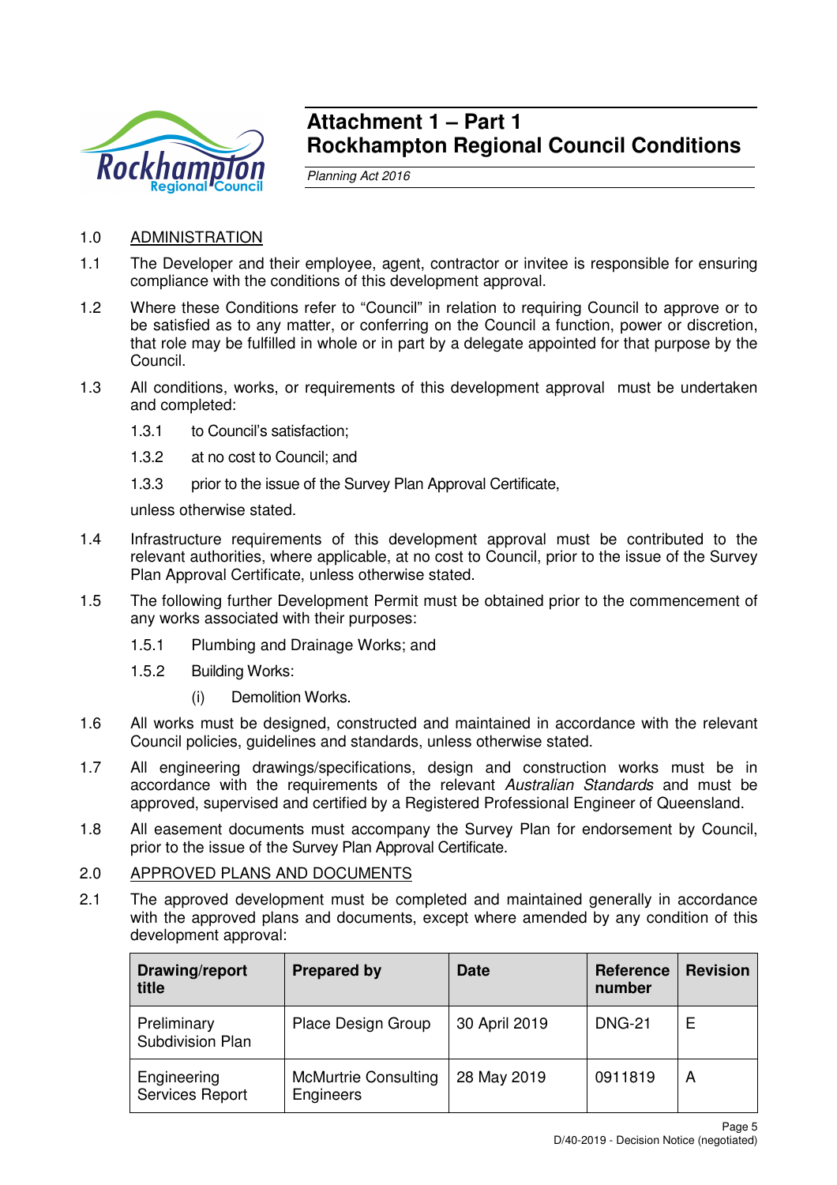# Attachment 1 – Part 1
# Rockhampton Regional Council Conditions

*Planning Act 2016*

1.0 ADMINISTRATION

1.1 The Developer and their employee, agent, contractor or invitee is responsible for ensuring compliance with the conditions of this development approval.

1.2 Where these Conditions refer to "Council" in relation to requiring Council to approve or to be satisfied as to any matter, or conferring on the Council a function, power or discretion, that role may be fulfilled in whole or in part by a delegate appointed for that purpose by the Council.

1.3 All conditions, works, or requirements of this development approval must be undertaken and completed:

1.3.1 to Council's satisfaction;

1.3.2 at no cost to Council; and

1.3.3 prior to the issue of the Survey Plan Approval Certificate,

unless otherwise stated.

1.4 Infrastructure requirements of this development approval must be contributed to the relevant authorities, where applicable, at no cost to Council, prior to the issue of the Survey Plan Approval Certificate, unless otherwise stated.

1.5 The following further Development Permit must be obtained prior to the commencement of any works associated with their purposes:

1.5.1 Plumbing and Drainage Works; and

1.5.2 Building Works:

(i) Demolition Works.

1.6 All works must be designed, constructed and maintained in accordance with the relevant Council policies, guidelines and standards, unless otherwise stated.

1.7 All engineering drawings/specifications, design and construction works must be in accordance with the requirements of the relevant *Australian Standards* and must be approved, supervised and certified by a Registered Professional Engineer of Queensland.

1.8 All easement documents must accompany the Survey Plan for endorsement by Council, prior to the issue of the Survey Plan Approval Certificate.

2.0 APPROVED PLANS AND DOCUMENTS

2.1 The approved development must be completed and maintained generally in accordance with the approved plans and documents, except where amended by any condition of this development approval:

| Drawing/report title | Prepared by | Date | Reference number | Revision |
|---|---|---|---|---|
| Preliminary Subdivision Plan | Place Design Group | 30 April 2019 | DNG-21 | E |
| Engineering Services Report | McMurtrie Consulting Engineers | 28 May 2019 | 0911819 | A |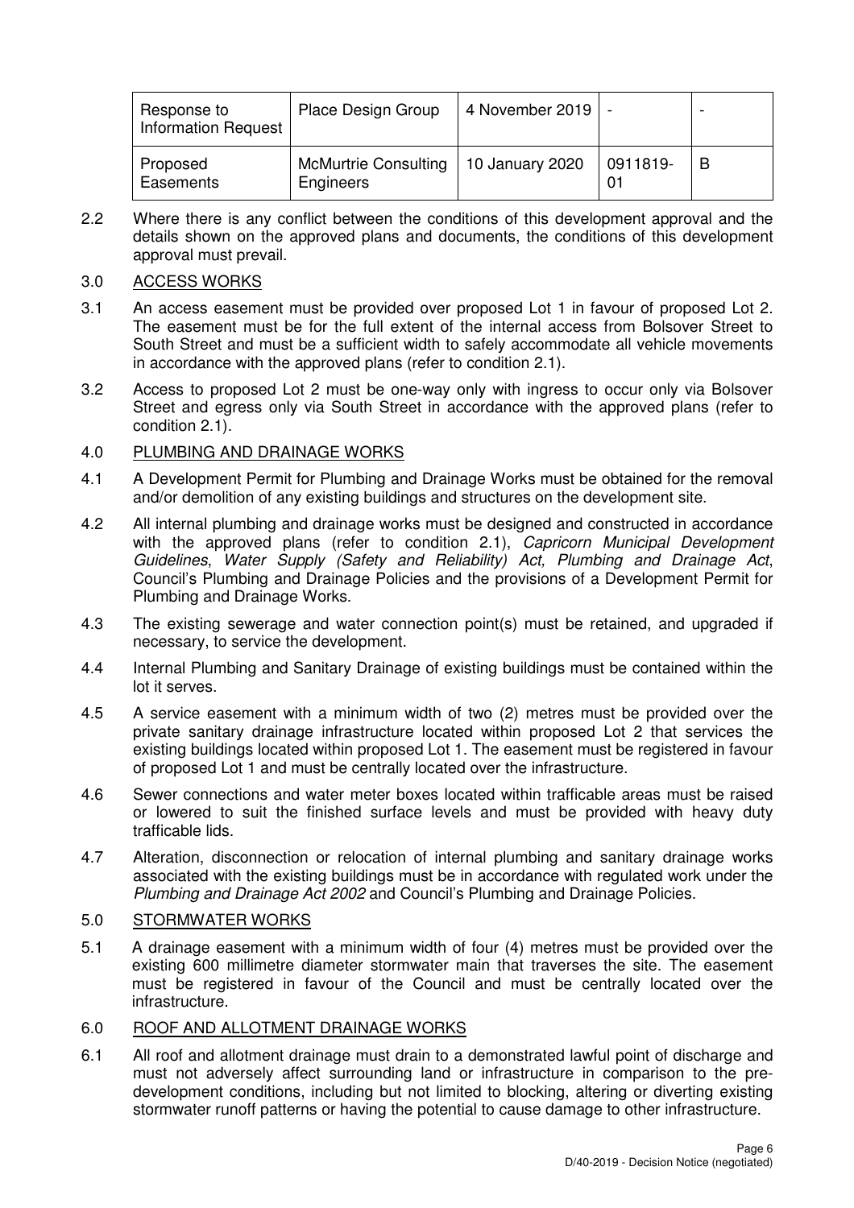| Response to Information Request | Place Design Group | 4 November 2019 | - | - |
|---|---|---|---|---|
| Proposed Easements | McMurtrie Consulting Engineers | 10 January 2020 | 0911819-01 | B |

2.2 Where there is any conflict between the conditions of this development approval and the details shown on the approved plans and documents, the conditions of this development approval must prevail.

3.0 ACCESS WORKS

3.1 An access easement must be provided over proposed Lot 1 in favour of proposed Lot 2. The easement must be for the full extent of the internal access from Bolsover Street to South Street and must be a sufficient width to safely accommodate all vehicle movements in accordance with the approved plans (refer to condition 2.1).

3.2 Access to proposed Lot 2 must be one-way only with ingress to occur only via Bolsover Street and egress only via South Street in accordance with the approved plans (refer to condition 2.1).

4.0 PLUMBING AND DRAINAGE WORKS

4.1 A Development Permit for Plumbing and Drainage Works must be obtained for the removal and/or demolition of any existing buildings and structures on the development site.

4.2 All internal plumbing and drainage works must be designed and constructed in accordance with the approved plans (refer to condition 2.1), *Capricorn Municipal Development Guidelines*, *Water Supply (Safety and Reliability) Act, Plumbing and Drainage Act*, Council's Plumbing and Drainage Policies and the provisions of a Development Permit for Plumbing and Drainage Works.

4.3 The existing sewerage and water connection point(s) must be retained, and upgraded if necessary, to service the development.

4.4 Internal Plumbing and Sanitary Drainage of existing buildings must be contained within the lot it serves.

4.5 A service easement with a minimum width of two (2) metres must be provided over the private sanitary drainage infrastructure located within proposed Lot 2 that services the existing buildings located within proposed Lot 1. The easement must be registered in favour of proposed Lot 1 and must be centrally located over the infrastructure.

4.6 Sewer connections and water meter boxes located within trafficable areas must be raised or lowered to suit the finished surface levels and must be provided with heavy duty trafficable lids.

4.7 Alteration, disconnection or relocation of internal plumbing and sanitary drainage works associated with the existing buildings must be in accordance with regulated work under the *Plumbing and Drainage Act 2002* and Council's Plumbing and Drainage Policies.

5.0 STORMWATER WORKS

5.1 A drainage easement with a minimum width of four (4) metres must be provided over the existing 600 millimetre diameter stormwater main that traverses the site. The easement must be registered in favour of the Council and must be centrally located over the infrastructure.

6.0 ROOF AND ALLOTMENT DRAINAGE WORKS

6.1 All roof and allotment drainage must drain to a demonstrated lawful point of discharge and must not adversely affect surrounding land or infrastructure in comparison to the pre-development conditions, including but not limited to blocking, altering or diverting existing stormwater runoff patterns or having the potential to cause damage to other infrastructure.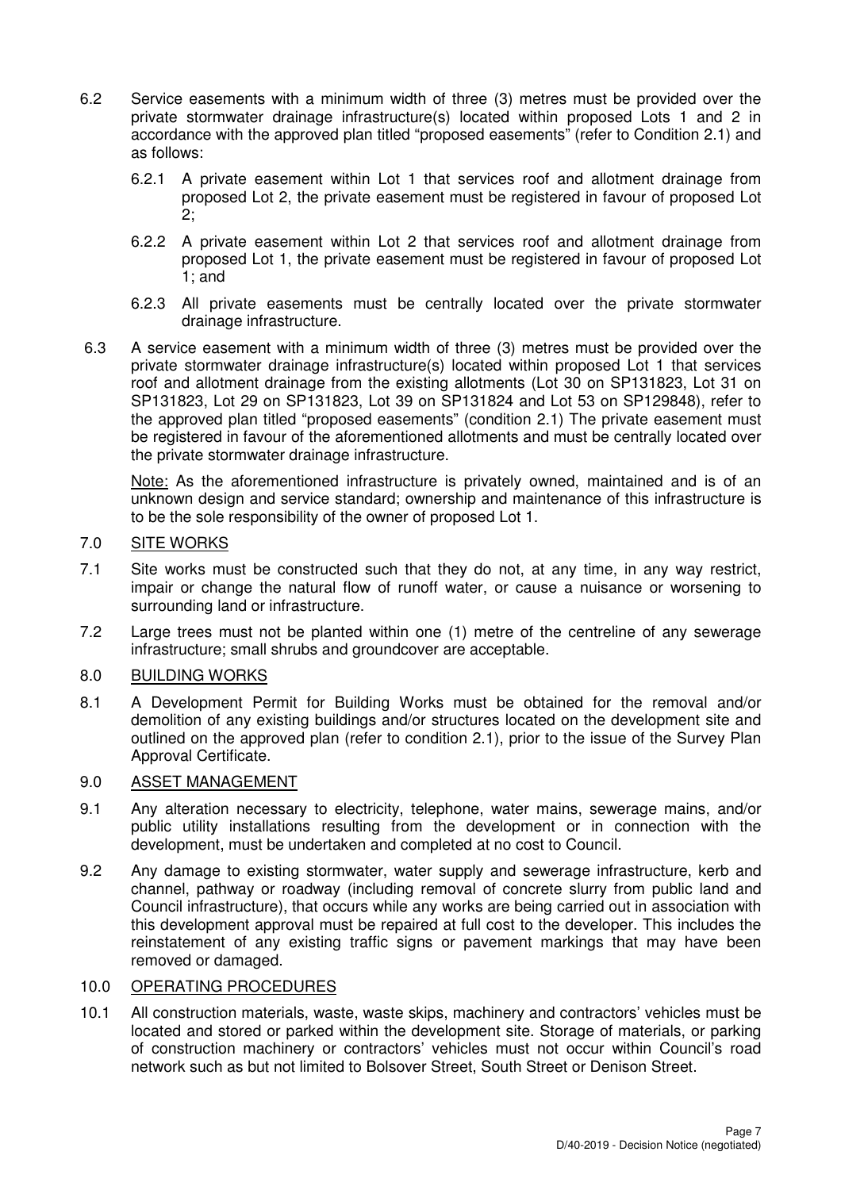6.2 Service easements with a minimum width of three (3) metres must be provided over the private stormwater drainage infrastructure(s) located within proposed Lots 1 and 2 in accordance with the approved plan titled "proposed easements" (refer to Condition 2.1) and as follows:

6.2.1 A private easement within Lot 1 that services roof and allotment drainage from proposed Lot 2, the private easement must be registered in favour of proposed Lot 2;

6.2.2 A private easement within Lot 2 that services roof and allotment drainage from proposed Lot 1, the private easement must be registered in favour of proposed Lot 1; and

6.2.3 All private easements must be centrally located over the private stormwater drainage infrastructure.

6.3 A service easement with a minimum width of three (3) metres must be provided over the private stormwater drainage infrastructure(s) located within proposed Lot 1 that services roof and allotment drainage from the existing allotments (Lot 30 on SP131823, Lot 31 on SP131823, Lot 29 on SP131823, Lot 39 on SP131824 and Lot 53 on SP129848), refer to the approved plan titled "proposed easements" (condition 2.1) The private easement must be registered in favour of the aforementioned allotments and must be centrally located over the private stormwater drainage infrastructure.

<u>Note:</u> As the aforementioned infrastructure is privately owned, maintained and is of an unknown design and service standard; ownership and maintenance of this infrastructure is to be the sole responsibility of the owner of proposed Lot 1.

## 7.0 SITE WORKS

7.1 Site works must be constructed such that they do not, at any time, in any way restrict, impair or change the natural flow of runoff water, or cause a nuisance or worsening to surrounding land or infrastructure.

7.2 Large trees must not be planted within one (1) metre of the centreline of any sewerage infrastructure; small shrubs and groundcover are acceptable.

## 8.0 BUILDING WORKS

8.1 A Development Permit for Building Works must be obtained for the removal and/or demolition of any existing buildings and/or structures located on the development site and outlined on the approved plan (refer to condition 2.1), prior to the issue of the Survey Plan Approval Certificate.

## 9.0 ASSET MANAGEMENT

9.1 Any alteration necessary to electricity, telephone, water mains, sewerage mains, and/or public utility installations resulting from the development or in connection with the development, must be undertaken and completed at no cost to Council.

9.2 Any damage to existing stormwater, water supply and sewerage infrastructure, kerb and channel, pathway or roadway (including removal of concrete slurry from public land and Council infrastructure), that occurs while any works are being carried out in association with this development approval must be repaired at full cost to the developer. This includes the reinstatement of any existing traffic signs or pavement markings that may have been removed or damaged.

## 10.0 OPERATING PROCEDURES

10.1 All construction materials, waste, waste skips, machinery and contractors' vehicles must be located and stored or parked within the development site. Storage of materials, or parking of construction machinery or contractors' vehicles must not occur within Council's road network such as but not limited to Bolsover Street, South Street or Denison Street.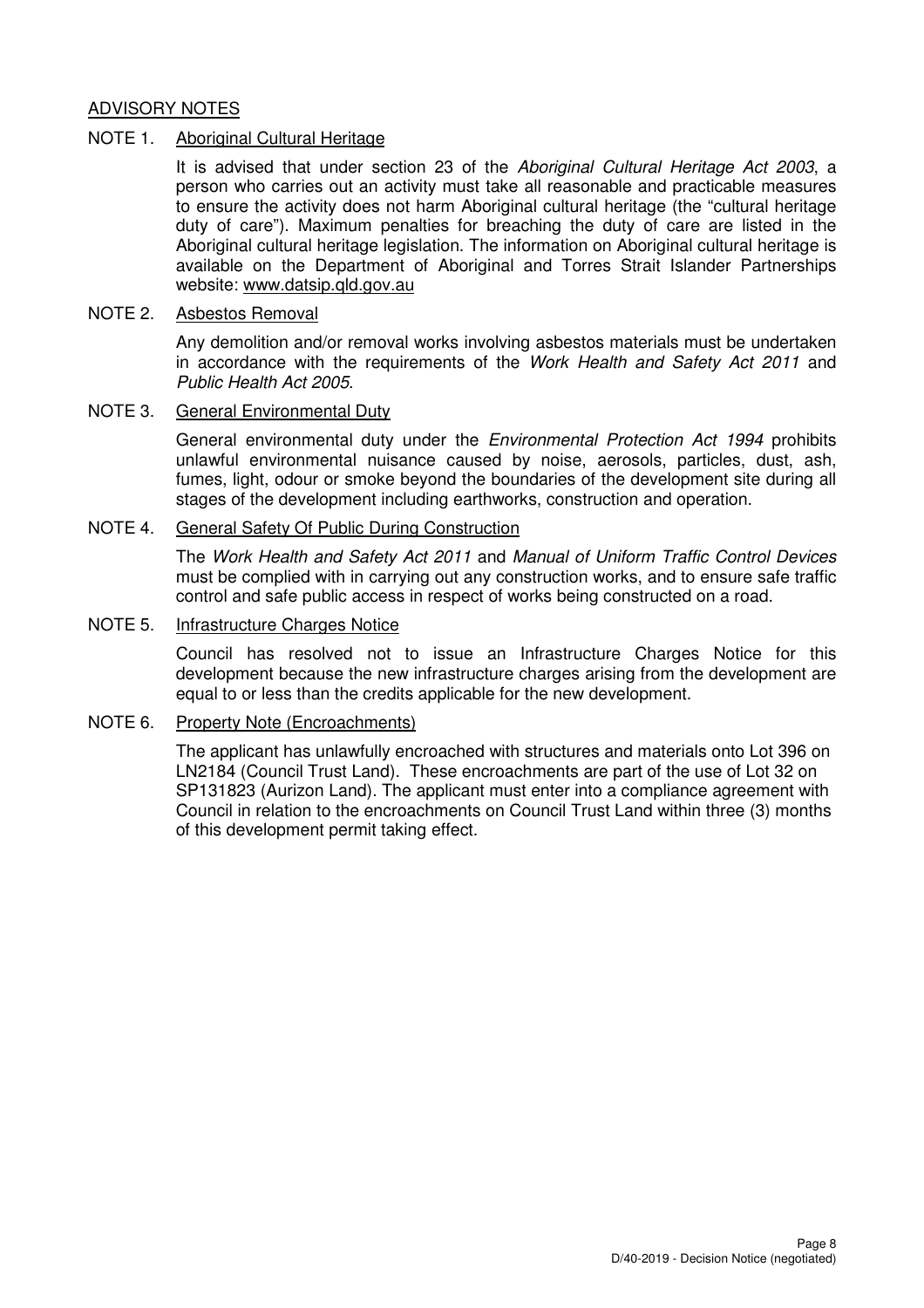## ADVISORY NOTES

NOTE 1. Aboriginal Cultural Heritage

It is advised that under section 23 of the *Aboriginal Cultural Heritage Act 2003*, a person who carries out an activity must take all reasonable and practicable measures to ensure the activity does not harm Aboriginal cultural heritage (the "cultural heritage duty of care"). Maximum penalties for breaching the duty of care are listed in the Aboriginal cultural heritage legislation. The information on Aboriginal cultural heritage is available on the Department of Aboriginal and Torres Strait Islander Partnerships website: www.datsip.qld.gov.au

NOTE 2. Asbestos Removal

Any demolition and/or removal works involving asbestos materials must be undertaken in accordance with the requirements of the *Work Health and Safety Act 2011* and *Public Health Act 2005*.

NOTE 3. General Environmental Duty

General environmental duty under the *Environmental Protection Act 1994* prohibits unlawful environmental nuisance caused by noise, aerosols, particles, dust, ash, fumes, light, odour or smoke beyond the boundaries of the development site during all stages of the development including earthworks, construction and operation.

NOTE 4. General Safety Of Public During Construction

The *Work Health and Safety Act 2011* and *Manual of Uniform Traffic Control Devices* must be complied with in carrying out any construction works, and to ensure safe traffic control and safe public access in respect of works being constructed on a road.

NOTE 5. Infrastructure Charges Notice

Council has resolved not to issue an Infrastructure Charges Notice for this development because the new infrastructure charges arising from the development are equal to or less than the credits applicable for the new development.

NOTE 6. Property Note (Encroachments)

The applicant has unlawfully encroached with structures and materials onto Lot 396 on LN2184 (Council Trust Land). These encroachments are part of the use of Lot 32 on SP131823 (Aurizon Land). The applicant must enter into a compliance agreement with Council in relation to the encroachments on Council Trust Land within three (3) months of this development permit taking effect.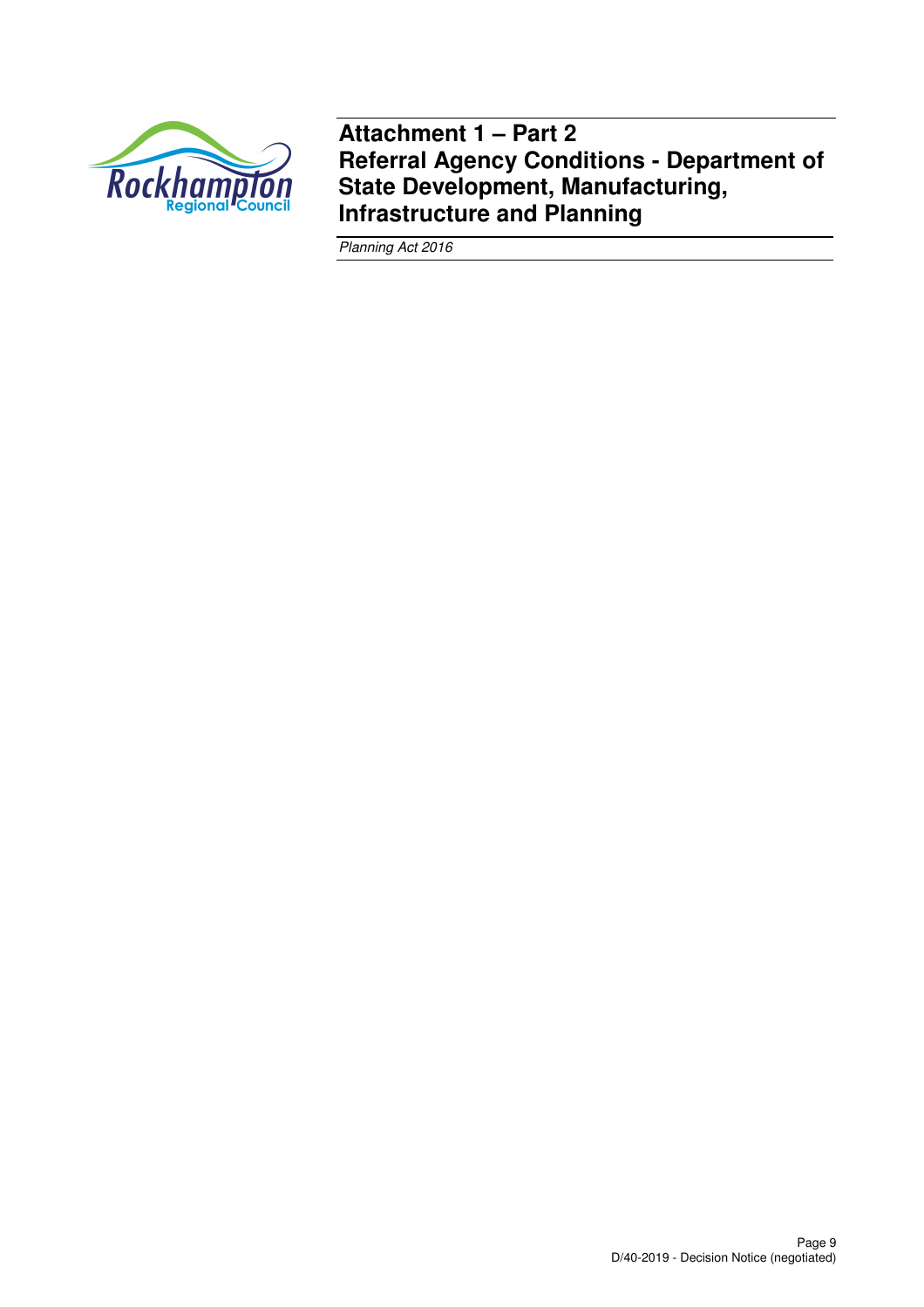# Attachment 1 – Part 2
# Referral Agency Conditions - Department of State Development, Manufacturing, Infrastructure and Planning

*Planning Act 2016*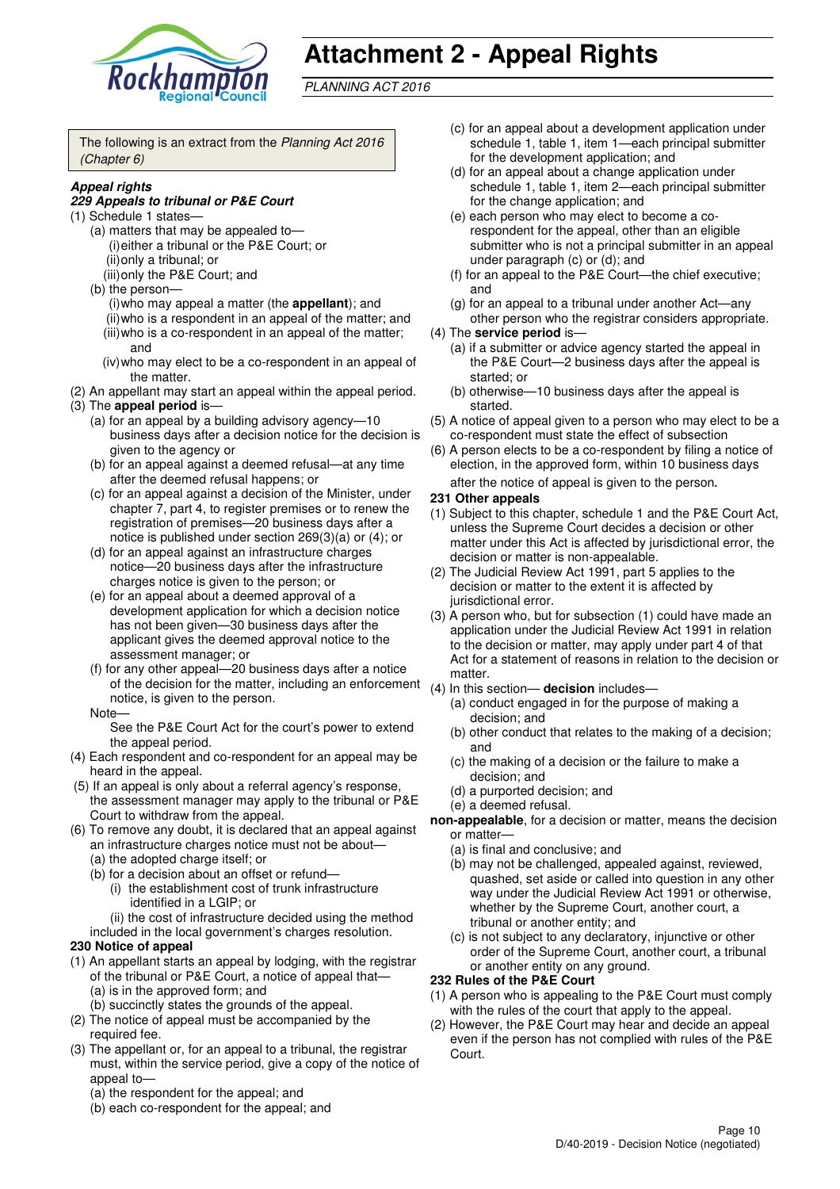# Attachment 2 - Appeal Rights

*PLANNING ACT 2016*

The following is an extract from the *Planning Act 2016 (Chapter 6)*

***Appeal rights***

***229 Appeals to tribunal or P&E Court***

(1) Schedule 1 states—

(a) matters that may be appealed to—

(i) either a tribunal or the P&E Court; or

(ii) only a tribunal; or

(iii) only the P&E Court; and

(b) the person—

(i) who may appeal a matter (the **appellant**); and

(ii) who is a respondent in an appeal of the matter; and

(iii) who is a co-respondent in an appeal of the matter; and

(iv) who may elect to be a co-respondent in an appeal of the matter.

(2) An appellant may start an appeal within the appeal period.

(3) The **appeal period** is—

(a) for an appeal by a building advisory agency—10 business days after a decision notice for the decision is given to the agency or

(b) for an appeal against a deemed refusal—at any time after the deemed refusal happens; or

(c) for an appeal against a decision of the Minister, under chapter 7, part 4, to register premises or to renew the registration of premises—20 business days after a notice is published under section 269(3)(a) or (4); or

(d) for an appeal against an infrastructure charges notice—20 business days after the infrastructure charges notice is given to the person; or

(e) for an appeal about a deemed approval of a development application for which a decision notice has not been given—30 business days after the applicant gives the deemed approval notice to the assessment manager; or

(f) for any other appeal—20 business days after a notice of the decision for the matter, including an enforcement notice, is given to the person.

Note—

See the P&E Court Act for the court's power to extend the appeal period.

(4) Each respondent and co-respondent for an appeal may be heard in the appeal.

(5) If an appeal is only about a referral agency's response, the assessment manager may apply to the tribunal or P&E Court to withdraw from the appeal.

(6) To remove any doubt, it is declared that an appeal against an infrastructure charges notice must not be about—

(a) the adopted charge itself; or

(b) for a decision about an offset or refund—

(i) the establishment cost of trunk infrastructure identified in a LGIP; or

(ii) the cost of infrastructure decided using the method included in the local government's charges resolution.

**230 Notice of appeal**

(1) An appellant starts an appeal by lodging, with the registrar of the tribunal or P&E Court, a notice of appeal that—

(a) is in the approved form; and

(b) succinctly states the grounds of the appeal.

(2) The notice of appeal must be accompanied by the required fee.

(3) The appellant or, for an appeal to a tribunal, the registrar must, within the service period, give a copy of the notice of appeal to—

(a) the respondent for the appeal; and

(b) each co-respondent for the appeal; and

(c) for an appeal about a development application under schedule 1, table 1, item 1—each principal submitter for the development application; and

(d) for an appeal about a change application under schedule 1, table 1, item 2—each principal submitter for the change application; and

(e) each person who may elect to become a co-respondent for the appeal, other than an eligible submitter who is not a principal submitter in an appeal under paragraph (c) or (d); and

(f) for an appeal to the P&E Court—the chief executive; and

(g) for an appeal to a tribunal under another Act—any other person who the registrar considers appropriate.

(4) The **service period** is—

(a) if a submitter or advice agency started the appeal in the P&E Court—2 business days after the appeal is started; or

(b) otherwise—10 business days after the appeal is started.

(5) A notice of appeal given to a person who may elect to be a co-respondent must state the effect of subsection

(6) A person elects to be a co-respondent by filing a notice of election, in the approved form, within 10 business days after the notice of appeal is given to the person.

**231 Other appeals**

(1) Subject to this chapter, schedule 1 and the P&E Court Act, unless the Supreme Court decides a decision or other matter under this Act is affected by jurisdictional error, the decision or matter is non-appealable.

(2) The Judicial Review Act 1991, part 5 applies to the decision or matter to the extent it is affected by jurisdictional error.

(3) A person who, but for subsection (1) could have made an application under the Judicial Review Act 1991 in relation to the decision or matter, may apply under part 4 of that Act for a statement of reasons in relation to the decision or matter.

(4) In this section— **decision** includes—

(a) conduct engaged in for the purpose of making a decision; and

(b) other conduct that relates to the making of a decision; and

(c) the making of a decision or the failure to make a decision; and

(d) a purported decision; and

(e) a deemed refusal.

**non-appealable**, for a decision or matter, means the decision or matter—

(a) is final and conclusive; and

(b) may not be challenged, appealed against, reviewed, quashed, set aside or called into question in any other way under the Judicial Review Act 1991 or otherwise, whether by the Supreme Court, another court, a tribunal or another entity; and

(c) is not subject to any declaratory, injunctive or other order of the Supreme Court, another court, a tribunal or another entity on any ground.

**232 Rules of the P&E Court**

(1) A person who is appealing to the P&E Court must comply with the rules of the court that apply to the appeal.

(2) However, the P&E Court may hear and decide an appeal even if the person has not complied with rules of the P&E Court.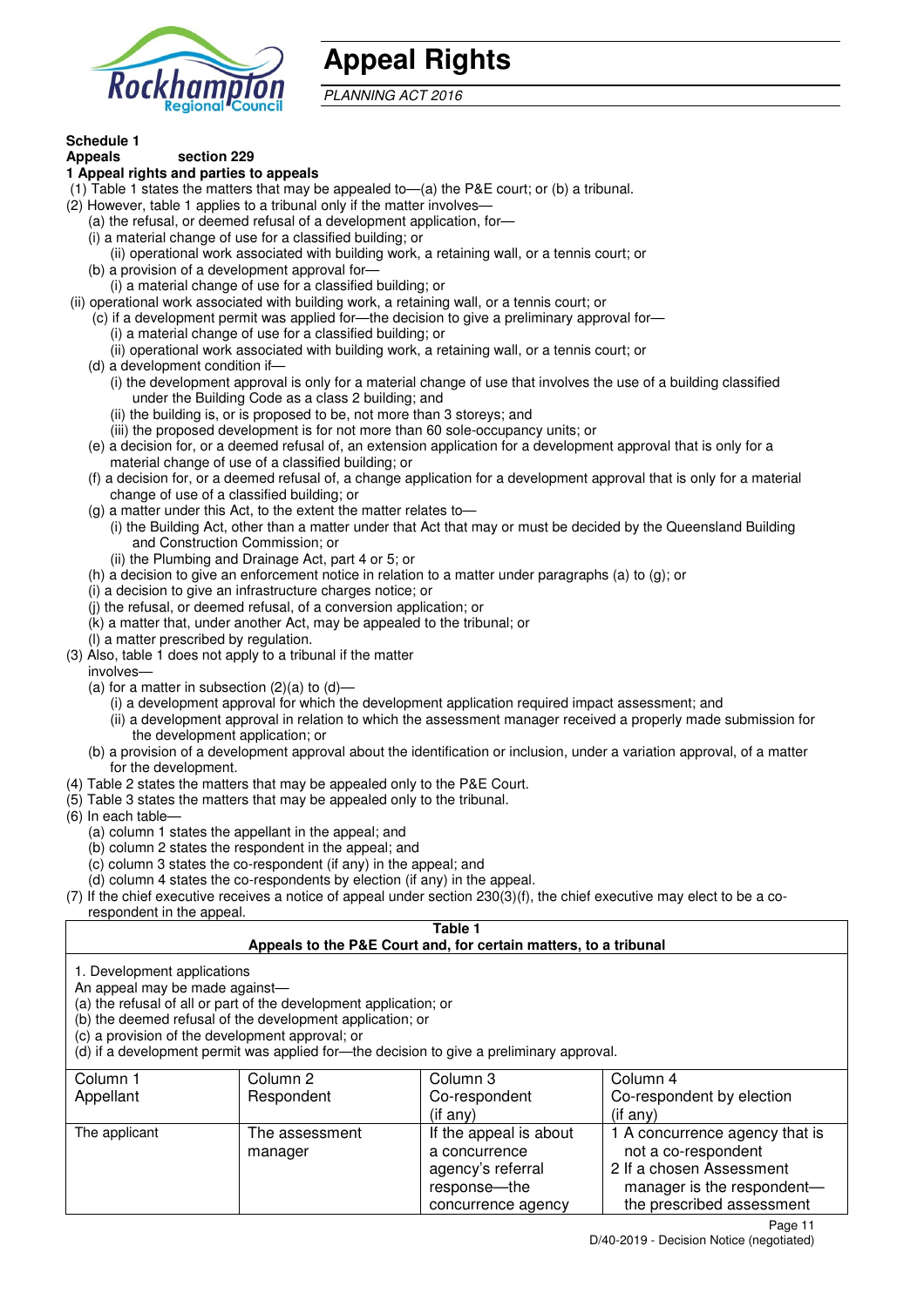# Appeal Rights

*PLANNING ACT 2016*

**Schedule 1**
**Appeals** section 229

**1 Appeal rights and parties to appeals**

(1) Table 1 states the matters that may be appealed to—(a) the P&E court; or (b) a tribunal.

(2) However, table 1 applies to a tribunal only if the matter involves—

(a) the refusal, or deemed refusal of a development application, for—

(i) a material change of use for a classified building; or

(ii) operational work associated with building work, a retaining wall, or a tennis court; or

(b) a provision of a development approval for—

(i) a material change of use for a classified building; or

(ii) operational work associated with building work, a retaining wall, or a tennis court; or

(c) if a development permit was applied for—the decision to give a preliminary approval for—

(i) a material change of use for a classified building; or

(ii) operational work associated with building work, a retaining wall, or a tennis court; or

(d) a development condition if—

(i) the development approval is only for a material change of use that involves the use of a building classified under the Building Code as a class 2 building; and

(ii) the building is, or is proposed to be, not more than 3 storeys; and

(iii) the proposed development is for not more than 60 sole-occupancy units; or

(e) a decision for, or a deemed refusal of, an extension application for a development approval that is only for a material change of use of a classified building; or

(f) a decision for, or a deemed refusal of, a change application for a development approval that is only for a material change of use of a classified building; or

(g) a matter under this Act, to the extent the matter relates to—

(i) the Building Act, other than a matter under that Act that may or must be decided by the Queensland Building and Construction Commission; or

(ii) the Plumbing and Drainage Act, part 4 or 5; or

(h) a decision to give an enforcement notice in relation to a matter under paragraphs (a) to (g); or

(i) a decision to give an infrastructure charges notice; or

(j) the refusal, or deemed refusal, of a conversion application; or

(k) a matter that, under another Act, may be appealed to the tribunal; or

(l) a matter prescribed by regulation.

(3) Also, table 1 does not apply to a tribunal if the matter involves—

(a) for a matter in subsection (2)(a) to (d)—

(i) a development approval for which the development application required impact assessment; and

(ii) a development approval in relation to which the assessment manager received a properly made submission for the development application; or

(b) a provision of a development approval about the identification or inclusion, under a variation approval, of a matter for the development.

(4) Table 2 states the matters that may be appealed only to the P&E Court.

(5) Table 3 states the matters that may be appealed only to the tribunal.

(6) In each table—

(a) column 1 states the appellant in the appeal; and

(b) column 2 states the respondent in the appeal; and

(c) column 3 states the co-respondent (if any) in the appeal; and

(d) column 4 states the co-respondents by election (if any) in the appeal.

(7) If the chief executive receives a notice of appeal under section 230(3)(f), the chief executive may elect to be a co-respondent in the appeal.

**Table 1**
**Appeals to the P&E Court and, for certain matters, to a tribunal**

1. Development applications
An appeal may be made against—
(a) the refusal of all or part of the development application; or
(b) the deemed refusal of the development application; or
(c) a provision of the development approval; or
(d) if a development permit was applied for—the decision to give a preliminary approval.

| Column 1<br>Appellant | Column 2<br>Respondent | Column 3<br>Co-respondent<br>(if any) | Column 4<br>Co-respondent by election<br>(if any) |
|---|---|---|---|
| The applicant | The assessment manager | If the appeal is about a concurrence agency's referral response—the concurrence agency | 1 A concurrence agency that is not a co-respondent<br>2 If a chosen Assessment manager is the respondent—the prescribed assessment |

D/40-2019 - Decision Notice (negotiated)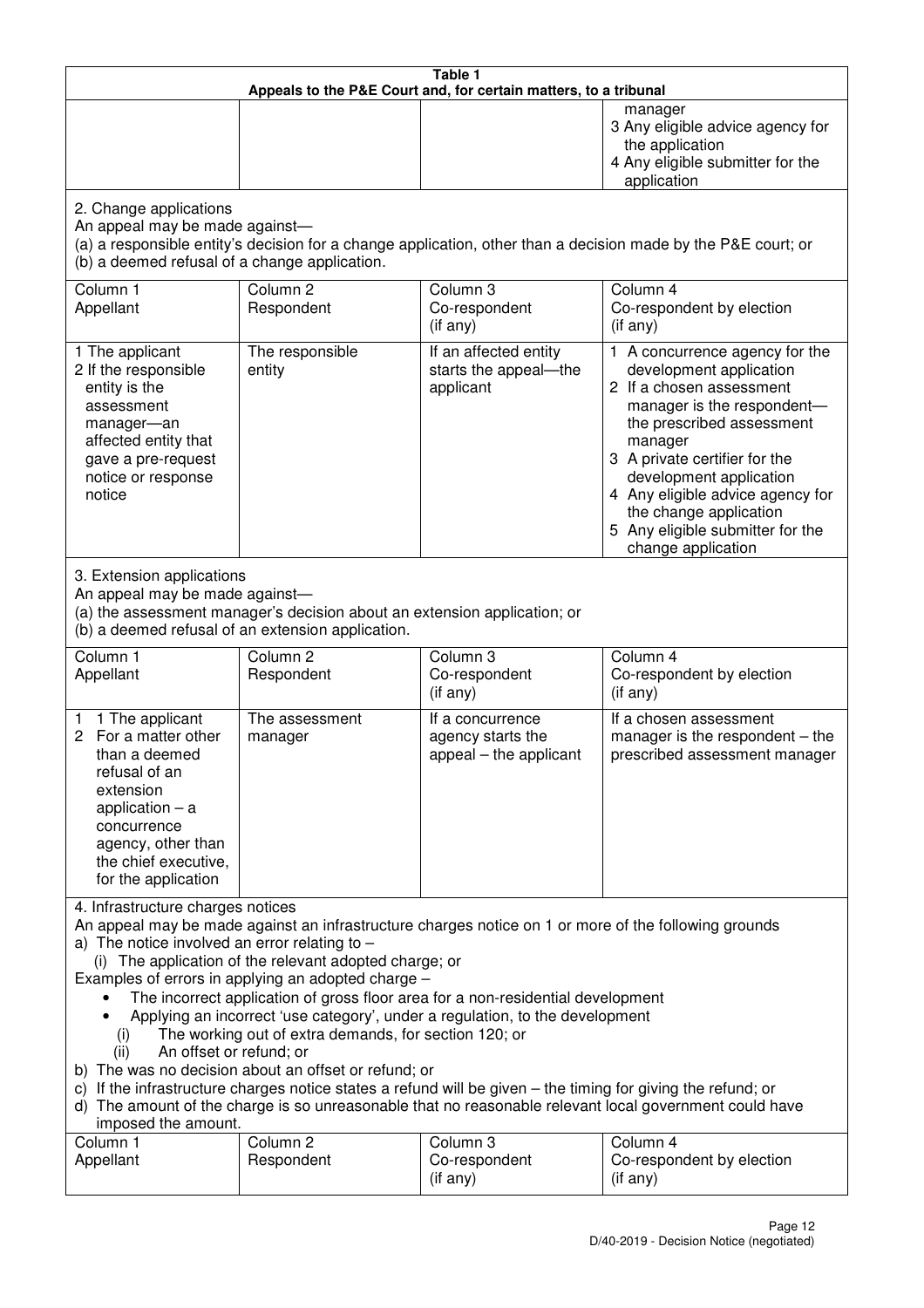**Table 1**
**Appeals to the P&E Court and, for certain matters, to a tribunal**

| | | | |
|---|---|---|---|
| | | | manager<br>3 Any eligible advice agency for the application<br>4 Any eligible submitter for the application |

2. Change applications
An appeal may be made against—
(a) a responsible entity's decision for a change application, other than a decision made by the P&E court; or
(b) a deemed refusal of a change application.

| Column 1<br>Appellant | Column 2<br>Respondent | Column 3<br>Co-respondent<br>(if any) | Column 4<br>Co-respondent by election<br>(if any) |
|---|---|---|---|
| 1 The applicant<br>2 If the responsible entity is the assessment manager—an affected entity that gave a pre-request notice or response notice | The responsible entity | If an affected entity starts the appeal—the applicant | 1 A concurrence agency for the development application<br>2 If a chosen assessment manager is the respondent—the prescribed assessment manager<br>3 A private certifier for the development application<br>4 Any eligible advice agency for the change application<br>5 Any eligible submitter for the change application |

3. Extension applications
An appeal may be made against—
(a) the assessment manager's decision about an extension application; or
(b) a deemed refusal of an extension application.

| Column 1<br>Appellant | Column 2<br>Respondent | Column 3<br>Co-respondent<br>(if any) | Column 4<br>Co-respondent by election<br>(if any) |
|---|---|---|---|
| 1 1 The applicant<br>2 For a matter other than a deemed refusal of an extension application – a concurrence agency, other than the chief executive, for the application | The assessment manager | If a concurrence agency starts the appeal – the applicant | If a chosen assessment manager is the respondent – the prescribed assessment manager |

4. Infrastructure charges notices
An appeal may be made against an infrastructure charges notice on 1 or more of the following grounds
a) The notice involved an error relating to –
(i) The application of the relevant adopted charge; or
Examples of errors in applying an adopted charge –
- The incorrect application of gross floor area for a non-residential development
- Applying an incorrect 'use category', under a regulation, to the development
(i) The working out of extra demands, for section 120; or
(ii) An offset or refund; or
b) The was no decision about an offset or refund; or
c) If the infrastructure charges notice states a refund will be given – the timing for giving the refund; or
d) The amount of the charge is so unreasonable that no reasonable relevant local government could have imposed the amount.

| Column 1<br>Appellant | Column 2<br>Respondent | Column 3<br>Co-respondent<br>(if any) | Column 4<br>Co-respondent by election<br>(if any) |
|---|---|---|---|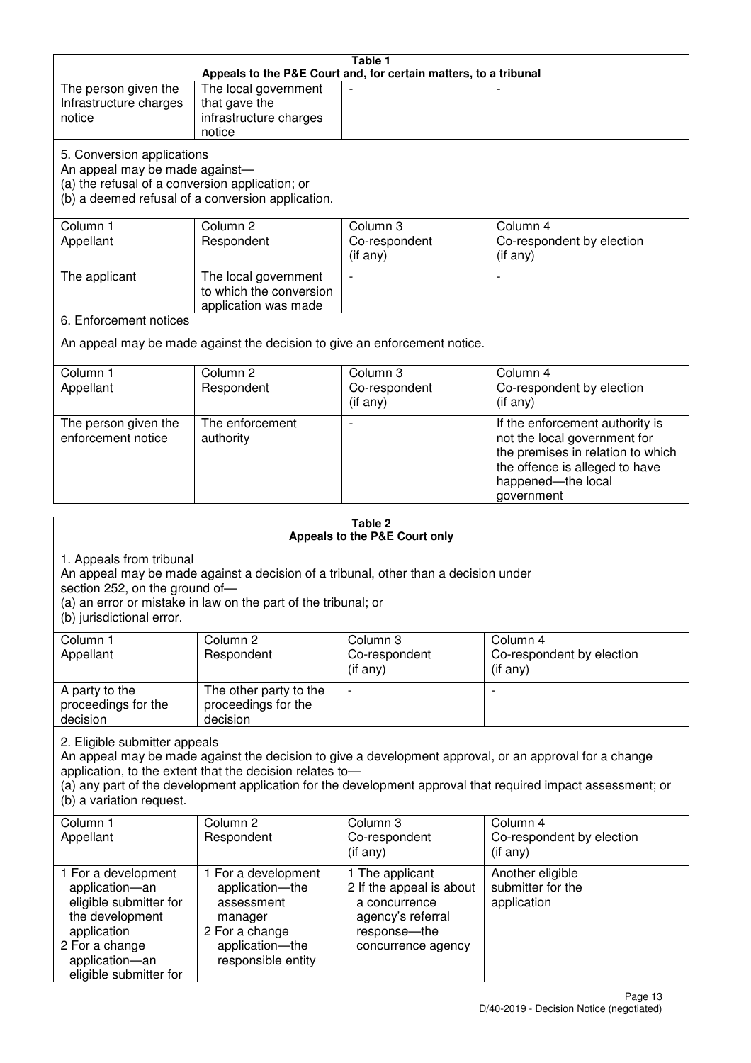**Table 1**
**Appeals to the P&E Court and, for certain matters, to a tribunal**

| | | | |
|---|---|---|---|
| The person given the Infrastructure charges notice | The local government that gave the infrastructure charges notice | - | - |

5. Conversion applications
An appeal may be made against—
(a) the refusal of a conversion application; or
(b) a deemed refusal of a conversion application.

| Column 1<br>Appellant | Column 2<br>Respondent | Column 3<br>Co-respondent<br>(if any) | Column 4<br>Co-respondent by election<br>(if any) |
|---|---|---|---|
| The applicant | The local government to which the conversion application was made | - | - |

6. Enforcement notices

An appeal may be made against the decision to give an enforcement notice.

| Column 1<br>Appellant | Column 2<br>Respondent | Column 3<br>Co-respondent<br>(if any) | Column 4<br>Co-respondent by election<br>(if any) |
|---|---|---|---|
| The person given the enforcement notice | The enforcement authority | - | If the enforcement authority is not the local government for the premises in relation to which the offence is alleged to have happened—the local government |

**Table 2**
**Appeals to the P&E Court only**

1. Appeals from tribunal
An appeal may be made against a decision of a tribunal, other than a decision under section 252, on the ground of—
(a) an error or mistake in law on the part of the tribunal; or
(b) jurisdictional error.

| Column 1<br>Appellant | Column 2<br>Respondent | Column 3<br>Co-respondent<br>(if any) | Column 4<br>Co-respondent by election<br>(if any) |
|---|---|---|---|
| A party to the proceedings for the decision | The other party to the proceedings for the decision | - | - |

2. Eligible submitter appeals
An appeal may be made against the decision to give a development approval, or an approval for a change application, to the extent that the decision relates to—
(a) any part of the development application for the development approval that required impact assessment; or
(b) a variation request.

| Column 1<br>Appellant | Column 2<br>Respondent | Column 3<br>Co-respondent<br>(if any) | Column 4<br>Co-respondent by election<br>(if any) |
|---|---|---|---|
| 1 For a development application—an eligible submitter for the development application<br>2 For a change application—an eligible submitter for | 1 For a development application—the assessment manager<br>2 For a change application—the responsible entity | 1 The applicant<br>2 If the appeal is about a concurrence agency's referral response—the concurrence agency | Another eligible submitter for the application |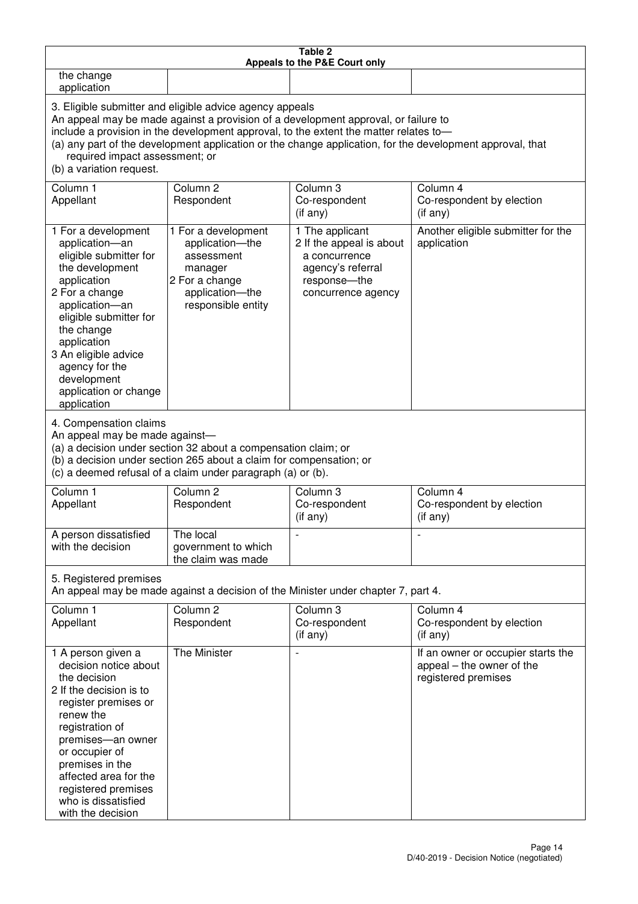**Table 2**
**Appeals to the P&E Court only**

| the change application | | | |
|---|---|---|---|

3. Eligible submitter and eligible advice agency appeals
An appeal may be made against a provision of a development approval, or failure to include a provision in the development approval, to the extent the matter relates to—
(a) any part of the development application or the change application, for the development approval, that required impact assessment; or
(b) a variation request.

| Column 1 Appellant | Column 2 Respondent | Column 3 Co-respondent (if any) | Column 4 Co-respondent by election (if any) |
|---|---|---|---|
| 1 For a development application—an eligible submitter for the development application<br>2 For a change application—an eligible submitter for the change application<br>3 An eligible advice agency for the development application or change application | 1 For a development application—the assessment manager<br>2 For a change application—the responsible entity | 1 The applicant<br>2 If the appeal is about a concurrence agency's referral response—the concurrence agency | Another eligible submitter for the application |

4. Compensation claims
An appeal may be made against—
(a) a decision under section 32 about a compensation claim; or
(b) a decision under section 265 about a claim for compensation; or
(c) a deemed refusal of a claim under paragraph (a) or (b).

| Column 1 Appellant | Column 2 Respondent | Column 3 Co-respondent (if any) | Column 4 Co-respondent by election (if any) |
|---|---|---|---|
| A person dissatisfied with the decision | The local government to which the claim was made | - | - |

5. Registered premises
An appeal may be made against a decision of the Minister under chapter 7, part 4.

| Column 1 Appellant | Column 2 Respondent | Column 3 Co-respondent (if any) | Column 4 Co-respondent by election (if any) |
|---|---|---|---|
| 1 A person given a decision notice about the decision<br>2 If the decision is to register premises or renew the registration of premises—an owner or occupier of premises in the affected area for the registered premises who is dissatisfied with the decision | The Minister | - | If an owner or occupier starts the appeal – the owner of the registered premises |

D/40-2019 - Decision Notice (negotiated)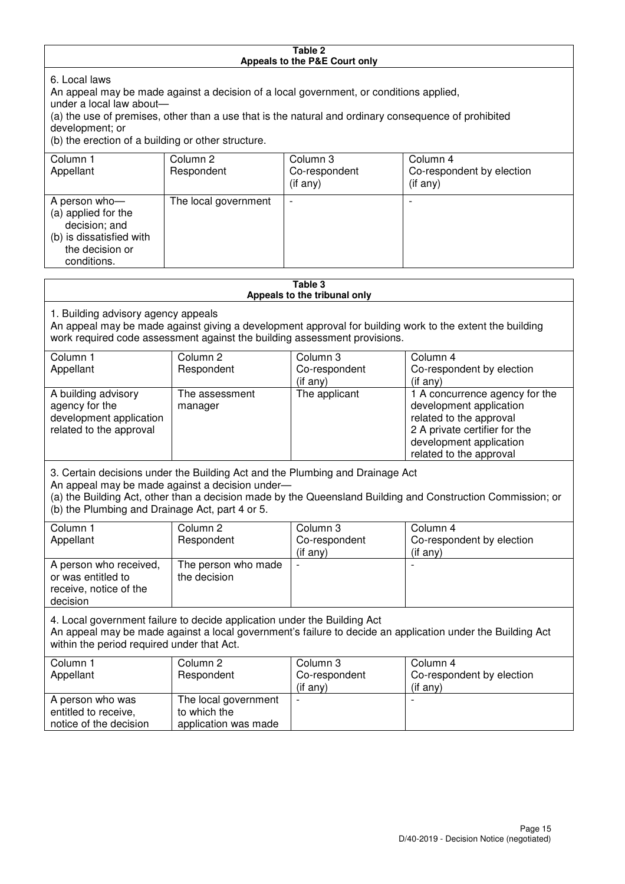**Table 2**
**Appeals to the P&E Court only**

6. Local laws

An appeal may be made against a decision of a local government, or conditions applied, under a local law about—

(a) the use of premises, other than a use that is the natural and ordinary consequence of prohibited development; or

(b) the erection of a building or other structure.

| Column 1 Appellant | Column 2 Respondent | Column 3 Co-respondent (if any) | Column 4 Co-respondent by election (if any) |
|---|---|---|---|
| A person who— (a) applied for the decision; and (b) is dissatisfied with the decision or conditions. | The local government | - | - |

**Table 3**
**Appeals to the tribunal only**

1. Building advisory agency appeals

An appeal may be made against giving a development approval for building work to the extent the building work required code assessment against the building assessment provisions.

| Column 1 Appellant | Column 2 Respondent | Column 3 Co-respondent (if any) | Column 4 Co-respondent by election (if any) |
|---|---|---|---|
| A building advisory agency for the development application related to the approval | The assessment manager | The applicant | 1 A concurrence agency for the development application related to the approval 2 A private certifier for the development application related to the approval |

3. Certain decisions under the Building Act and the Plumbing and Drainage Act

An appeal may be made against a decision under—

(a) the Building Act, other than a decision made by the Queensland Building and Construction Commission; or

(b) the Plumbing and Drainage Act, part 4 or 5.

| Column 1 Appellant | Column 2 Respondent | Column 3 Co-respondent (if any) | Column 4 Co-respondent by election (if any) |
|---|---|---|---|
| A person who received, or was entitled to receive, notice of the decision | The person who made the decision | - | - |

4. Local government failure to decide application under the Building Act

An appeal may be made against a local government's failure to decide an application under the Building Act within the period required under that Act.

| Column 1 Appellant | Column 2 Respondent | Column 3 Co-respondent (if any) | Column 4 Co-respondent by election (if any) |
|---|---|---|---|
| A person who was entitled to receive, notice of the decision | The local government to which the application was made | - | - |

D/40-2019 - Decision Notice (negotiated)